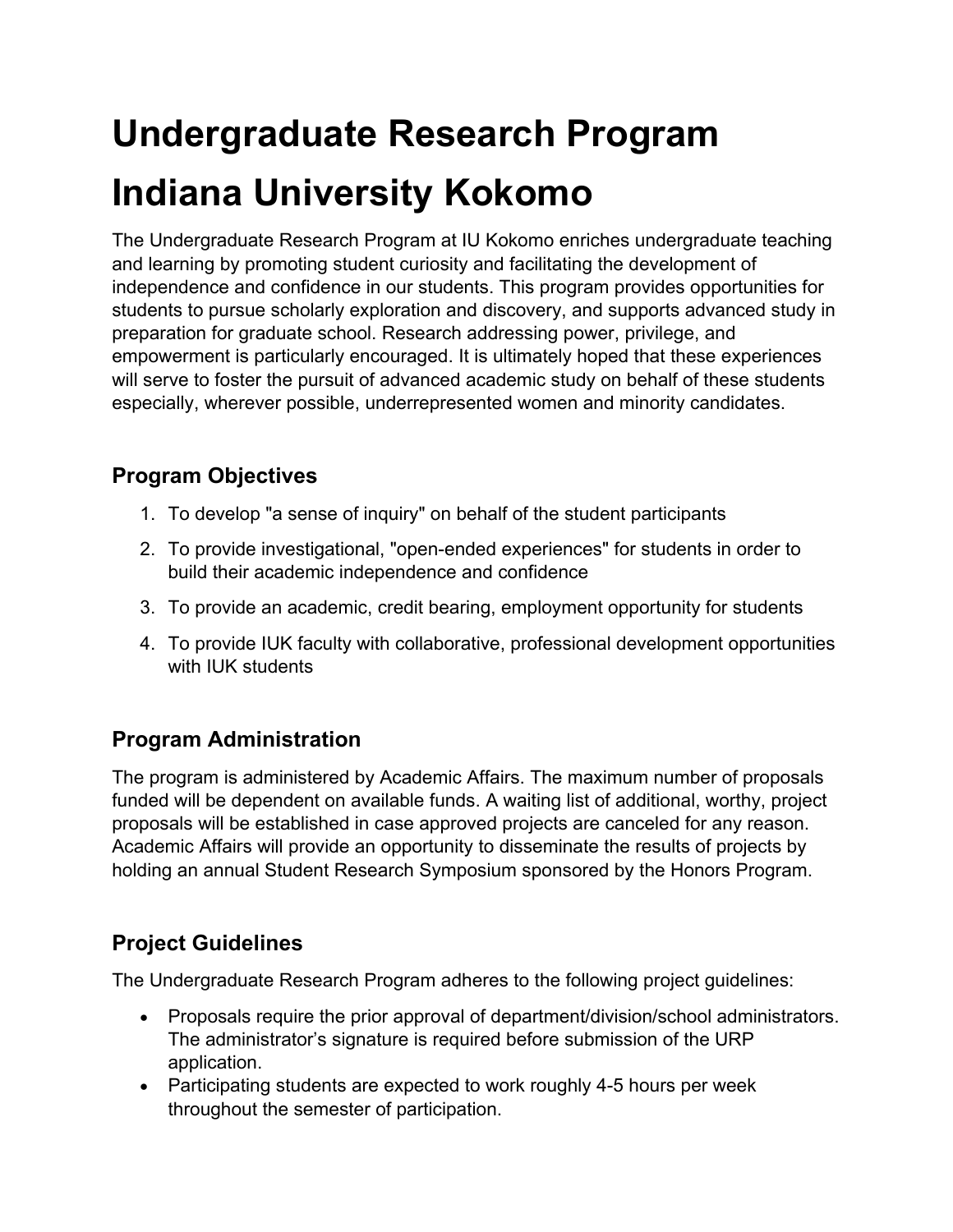# Undergraduate Research Program
# Indiana University Kokomo

The Undergraduate Research Program at IU Kokomo enriches undergraduate teaching and learning by promoting student curiosity and facilitating the development of independence and confidence in our students. This program provides opportunities for students to pursue scholarly exploration and discovery, and supports advanced study in preparation for graduate school. Research addressing power, privilege, and empowerment is particularly encouraged. It is ultimately hoped that these experiences will serve to foster the pursuit of advanced academic study on behalf of these students especially, wherever possible, underrepresented women and minority candidates.

## Program Objectives

1. To develop "a sense of inquiry" on behalf of the student participants
2. To provide investigational, "open-ended experiences" for students in order to build their academic independence and confidence
3. To provide an academic, credit bearing, employment opportunity for students
4. To provide IUK faculty with collaborative, professional development opportunities with IUK students

## Program Administration

The program is administered by Academic Affairs. The maximum number of proposals funded will be dependent on available funds. A waiting list of additional, worthy, project proposals will be established in case approved projects are canceled for any reason. Academic Affairs will provide an opportunity to disseminate the results of projects by holding an annual Student Research Symposium sponsored by the Honors Program.

## Project Guidelines

The Undergraduate Research Program adheres to the following project guidelines:

- Proposals require the prior approval of department/division/school administrators. The administrator's signature is required before submission of the URP application.
- Participating students are expected to work roughly 4-5 hours per week throughout the semester of participation.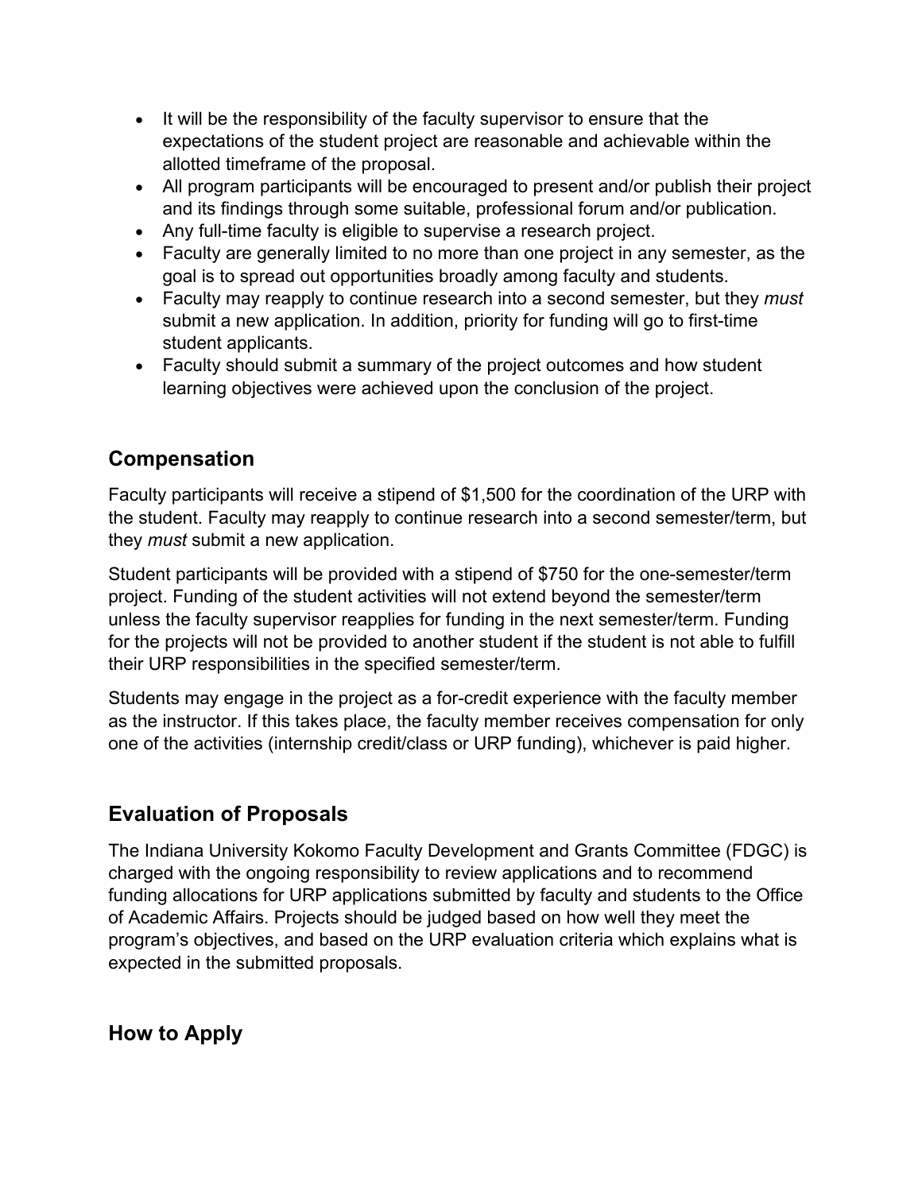- It will be the responsibility of the faculty supervisor to ensure that the expectations of the student project are reasonable and achievable within the allotted timeframe of the proposal.
- All program participants will be encouraged to present and/or publish their project and its findings through some suitable, professional forum and/or publication.
- Any full-time faculty is eligible to supervise a research project.
- Faculty are generally limited to no more than one project in any semester, as the goal is to spread out opportunities broadly among faculty and students.
- Faculty may reapply to continue research into a second semester, but they *must* submit a new application. In addition, priority for funding will go to first-time student applicants.
- Faculty should submit a summary of the project outcomes and how student learning objectives were achieved upon the conclusion of the project.

## Compensation

Faculty participants will receive a stipend of $1,500 for the coordination of the URP with the student. Faculty may reapply to continue research into a second semester/term, but they *must* submit a new application.

Student participants will be provided with a stipend of $750 for the one-semester/term project. Funding of the student activities will not extend beyond the semester/term unless the faculty supervisor reapplies for funding in the next semester/term. Funding for the projects will not be provided to another student if the student is not able to fulfill their URP responsibilities in the specified semester/term.

Students may engage in the project as a for-credit experience with the faculty member as the instructor. If this takes place, the faculty member receives compensation for only one of the activities (internship credit/class or URP funding), whichever is paid higher.

## Evaluation of Proposals

The Indiana University Kokomo Faculty Development and Grants Committee (FDGC) is charged with the ongoing responsibility to review applications and to recommend funding allocations for URP applications submitted by faculty and students to the Office of Academic Affairs. Projects should be judged based on how well they meet the program's objectives, and based on the URP evaluation criteria which explains what is expected in the submitted proposals.

## How to Apply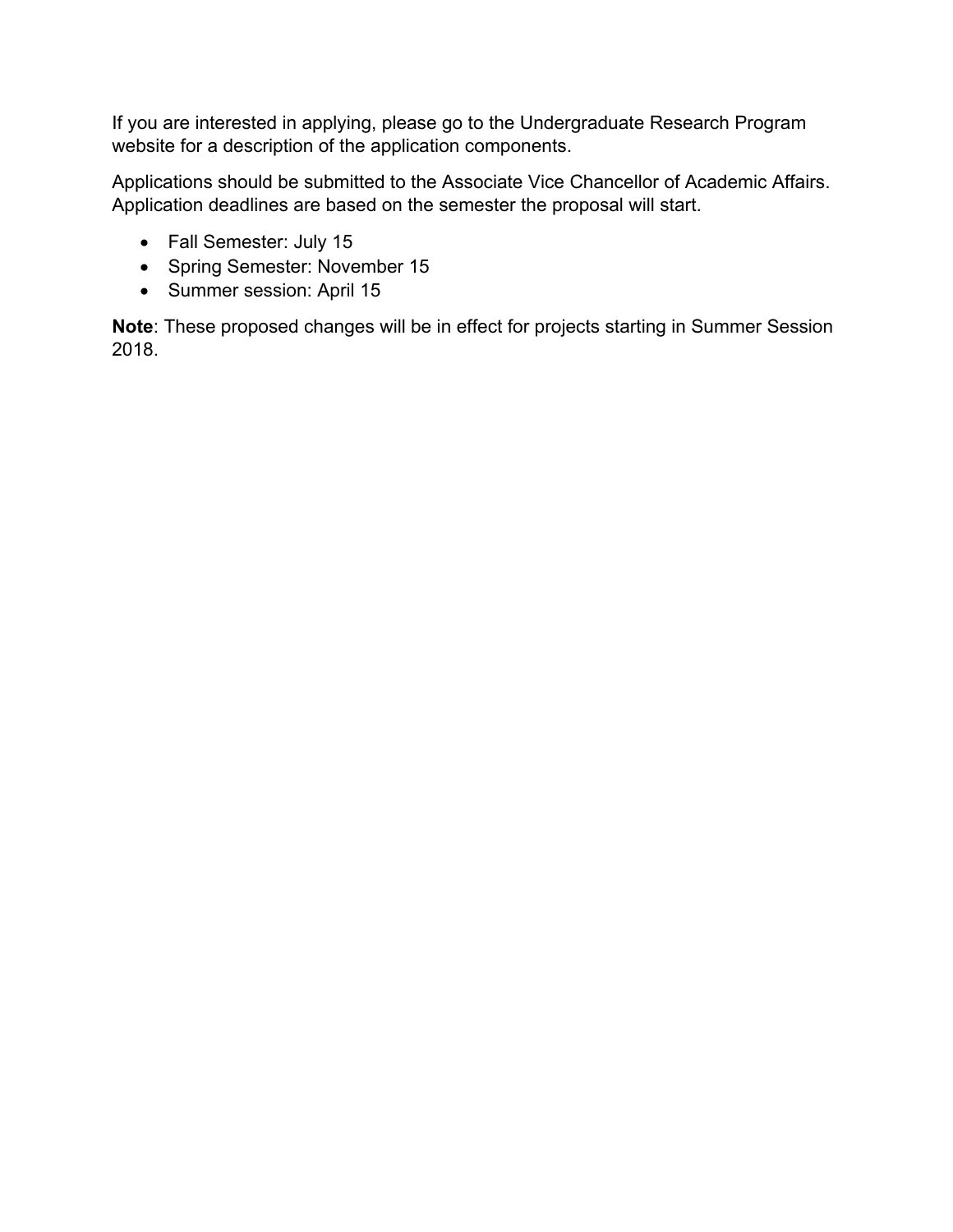If you are interested in applying, please go to the Undergraduate Research Program website for a description of the application components.

Applications should be submitted to the Associate Vice Chancellor of Academic Affairs. Application deadlines are based on the semester the proposal will start.

- Fall Semester: July 15
- Spring Semester: November 15
- Summer session: April 15

**Note**: These proposed changes will be in effect for projects starting in Summer Session 2018.